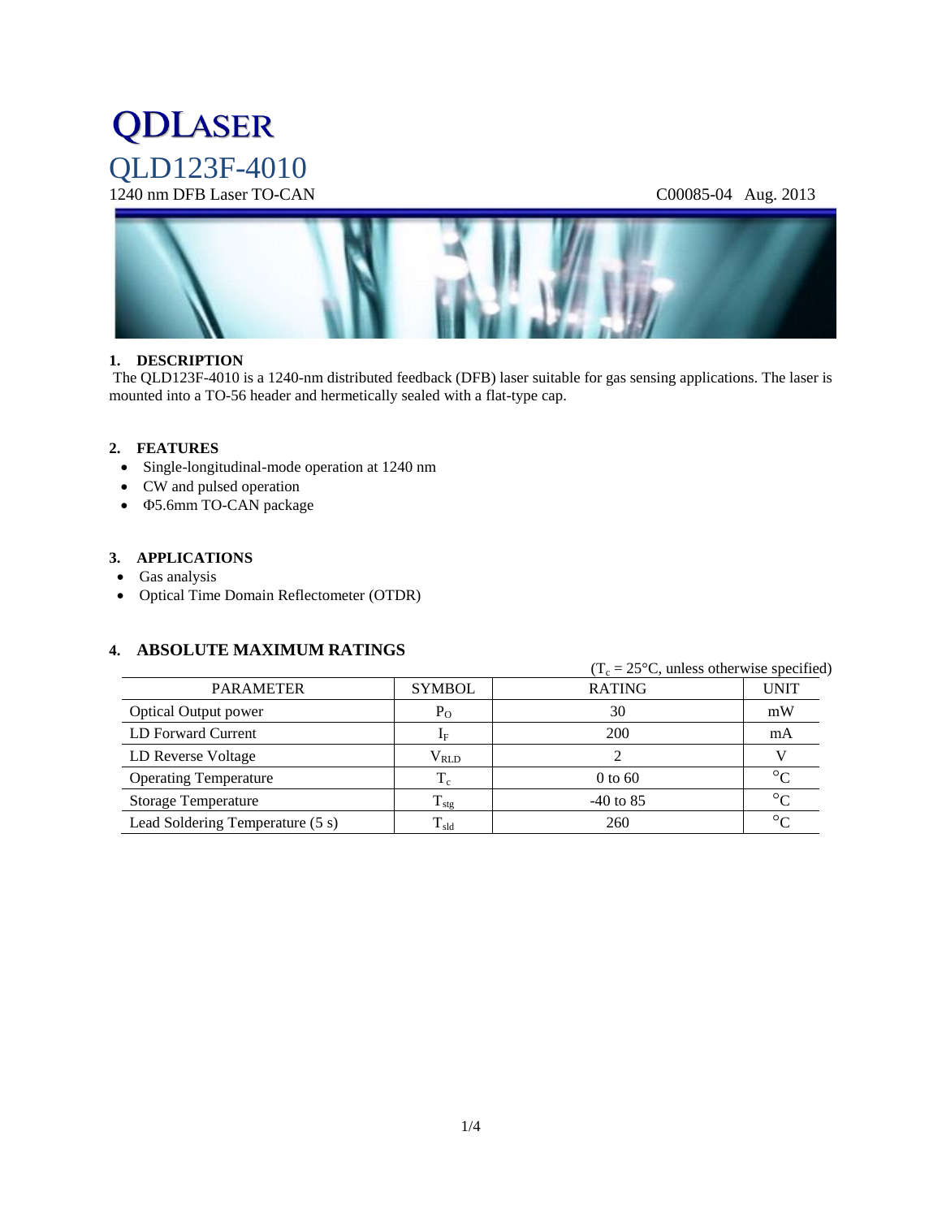# QDLASER

## QLD123F-4010

1240 nm DFB Laser TO-CAN C00085-04 Aug. 2013

### 1. DESCRIPTION

The QLD123F-4010 is a 1240-nm distributed feedback (DFB) laser suitable for gas sensing applications. The laser is mounted into a TO-56 header and hermetically sealed with a flat-type cap.

### 2. FEATURES

- Single-longitudinal-mode operation at 1240 nm
- CW and pulsed operation
- Φ5.6mm TO-CAN package

### 3. APPLICATIONS

- Gas analysis
- Optical Time Domain Reflectometer (OTDR)

### 4. ABSOLUTE MAXIMUM RATINGS

($T_c$ = 25°C, unless otherwise specified)

| PARAMETER | SYMBOL | RATING | UNIT |
|---|---|---|---|
| Optical Output power | $P_O$ | 30 | mW |
| LD Forward Current | $I_F$ | 200 | mA |
| LD Reverse Voltage | $V_{RLD}$ | 2 | V |
| Operating Temperature | $T_c$ | 0 to 60 | °C |
| Storage Temperature | $T_{stg}$ | -40 to 85 | °C |
| Lead Soldering Temperature (5 s) | $T_{sld}$ | 260 | °C |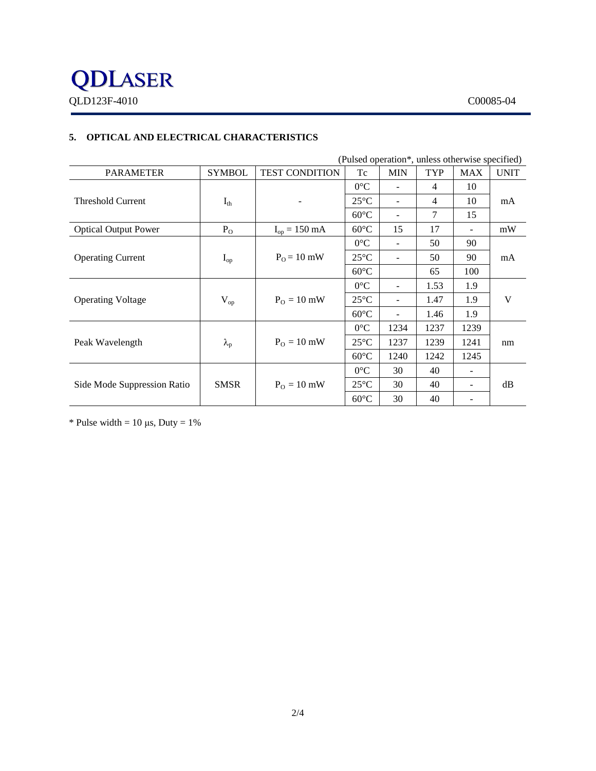## 5. OPTICAL AND ELECTRICAL CHARACTERISTICS

(Pulsed operation*, unless otherwise specified)

| PARAMETER | SYMBOL | TEST CONDITION | Tc | MIN | TYP | MAX | UNIT |
|---|---|---|---|---|---|---|---|
| Threshold Current | $I_{th}$ | - | 0°C | - | 4 | 10 | mA |
| | | | 25°C | - | 4 | 10 | |
| | | | 60°C | - | 7 | 15 | |
| Optical Output Power | $P_O$ | $I_{op}$ = 150 mA | 60°C | 15 | 17 | - | mW |
| Operating Current | $I_{op}$ | $P_O$ = 10 mW | 0°C | - | 50 | 90 | mA |
| | | | 25°C | - | 50 | 90 | |
| | | | 60°C | | 65 | 100 | |
| Operating Voltage | $V_{op}$ | $P_O$ = 10 mW | 0°C | - | 1.53 | 1.9 | V |
| | | | 25°C | - | 1.47 | 1.9 | |
| | | | 60°C | - | 1.46 | 1.9 | |
| Peak Wavelength | $\lambda_p$ | $P_O$ = 10 mW | 0°C | 1234 | 1237 | 1239 | nm |
| | | | 25°C | 1237 | 1239 | 1241 | |
| | | | 60°C | 1240 | 1242 | 1245 | |
| Side Mode Suppression Ratio | SMSR | $P_O$ = 10 mW | 0°C | 30 | 40 | - | dB |
| | | | 25°C | 30 | 40 | - | |
| | | | 60°C | 30 | 40 | - | |

* Pulse width = 10 μs, Duty = 1%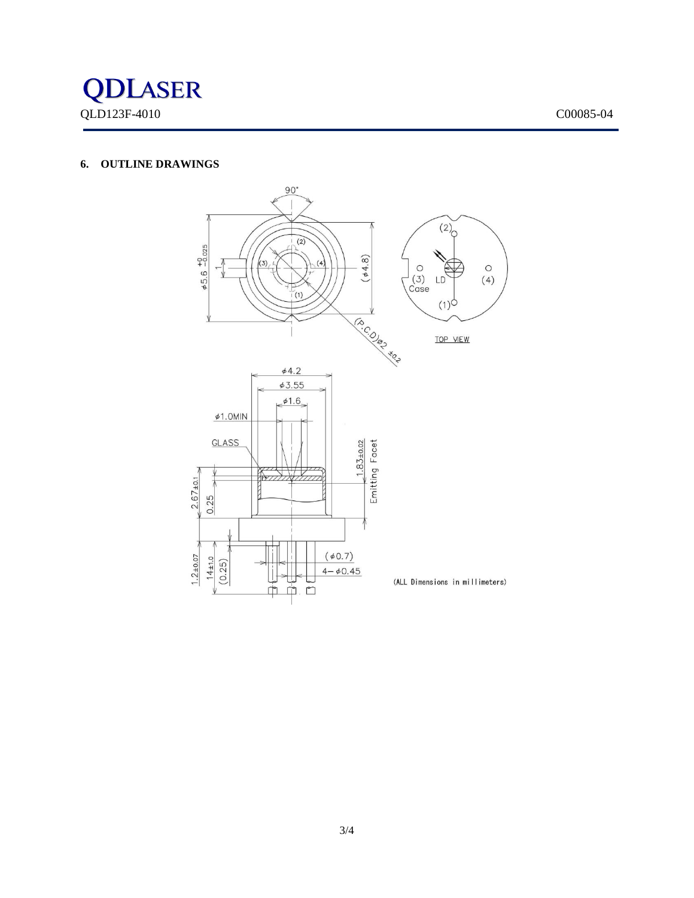## 6. OUTLINE DRAWINGS

(ALL Dimensions in millimeters)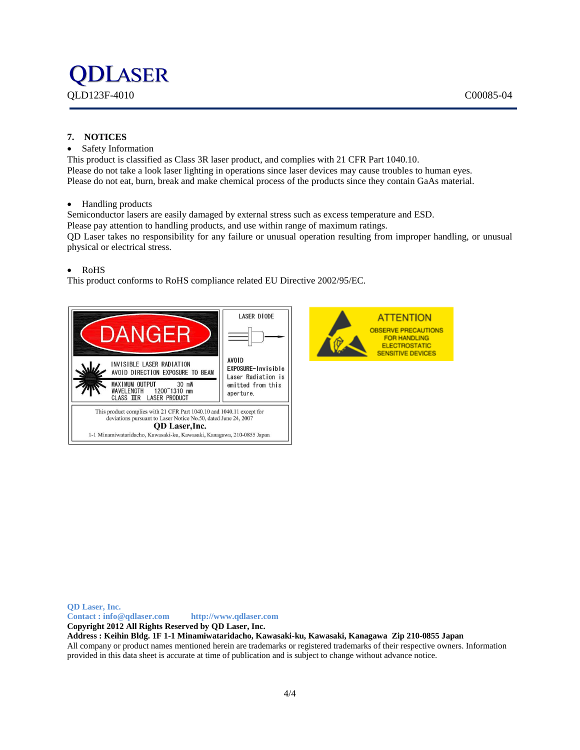## 7. NOTICES

- Safety Information

This product is classified as Class 3R laser product, and complies with 21 CFR Part 1040.10.
Please do not take a look laser lighting in operations since laser devices may cause troubles to human eyes.
Please do not eat, burn, break and make chemical process of the products since they contain GaAs material.

- Handling products

Semiconductor lasers are easily damaged by external stress such as excess temperature and ESD.
Please pay attention to handling products, and use within range of maximum ratings.
QD Laser takes no responsibility for any failure or unusual operation resulting from improper handling, or unusual physical or electrical stress.

- RoHS

This product conforms to RoHS compliance related EU Directive 2002/95/EC.

DANGER

INVISIBLE LASER RADIATION
AVOID DIRECTION EXPOSURE TO BEAM

MAXIMUM OUTPUT 30 mW
WAVELENGTH 1200~1310 nm
CLASS ⅢR LASER PRODUCT

LASER DIODE

AVOID
EXPOSURE-Invisible
Laser Radiation is
emitted from this
aperture.

This product complies with 21 CFR Part 1040.10 and 1040.11 except for deviations pursuant to Laser Notice No.50, dated June 24, 2007
**QD Laser,Inc.**
1-1 Minamiwataridacho, Kawasaki-ku, Kawasaki, Kanagawa, 210-0855 Japan

ATTENTION
OBSERVE PRECAUTIONS FOR HANDLING ELECTROSTATIC SENSITIVE DEVICES

**QD Laser, Inc.**
**Contact : info@qdlaser.com** **http://www.qdlaser.com**
**Copyright 2012 All Rights Reserved by QD Laser, Inc.**
**Address : Keihin Bldg. 1F 1-1 Minamiwataridacho, Kawasaki-ku, Kawasaki, Kanagawa Zip 210-0855 Japan**
All company or product names mentioned herein are trademarks or registered trademarks of their respective owners. Information provided in this data sheet is accurate at time of publication and is subject to change without advance notice.